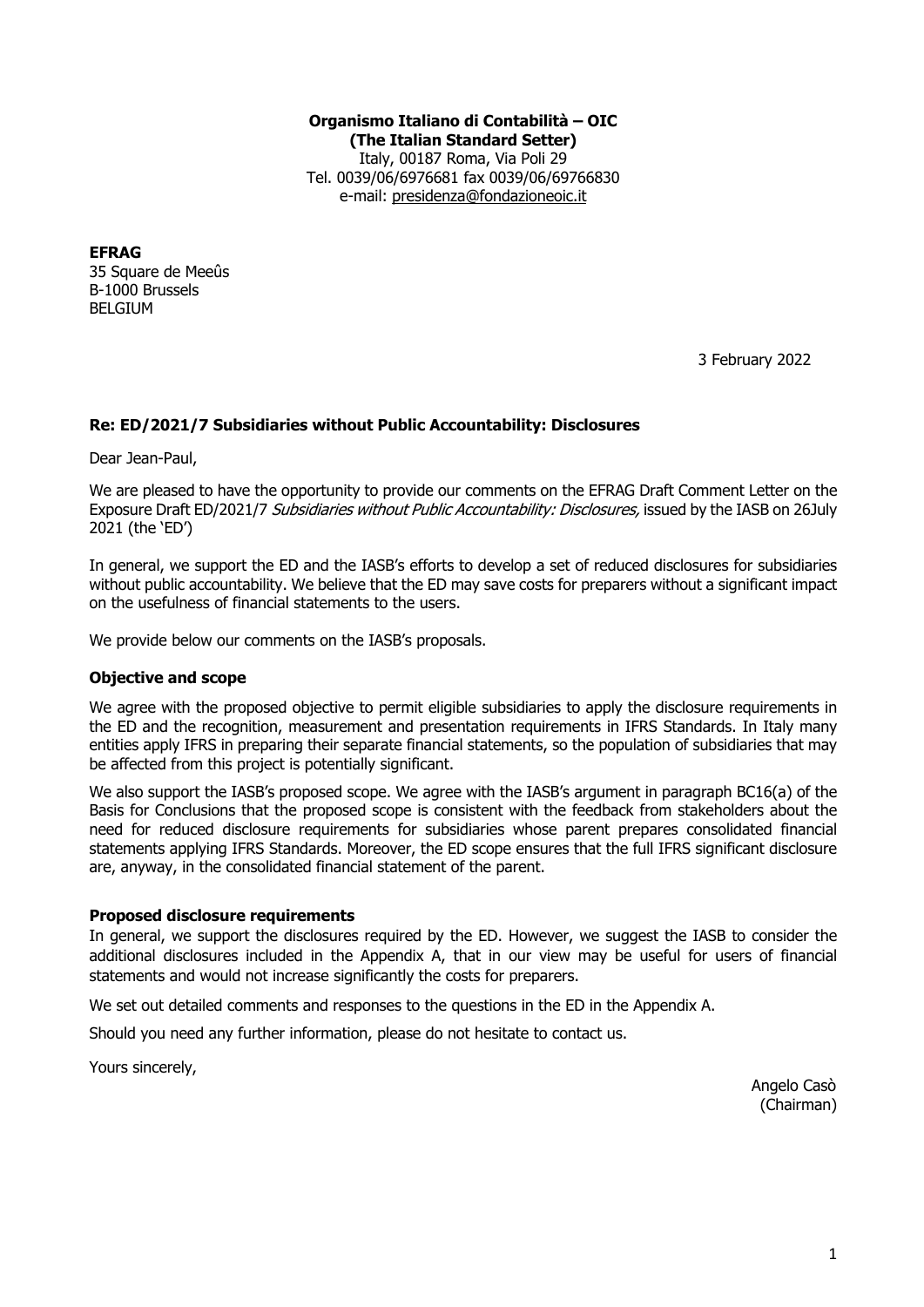**Organismo Italiano di Contabilità – OIC**
**(The Italian Standard Setter)**
Italy, 00187 Roma, Via Poli 29
Tel. 0039/06/6976681 fax 0039/06/69766830
e-mail: presidenza@fondazioneoic.it

**EFRAG**
35 Square de Meeûs
B-1000 Brussels
BELGIUM

3 February 2022

**Re: ED/2021/7 Subsidiaries without Public Accountability: Disclosures**

Dear Jean-Paul,

We are pleased to have the opportunity to provide our comments on the EFRAG Draft Comment Letter on the Exposure Draft ED/2021/7 *Subsidiaries without Public Accountability: Disclosures,* issued by the IASB on 26July 2021 (the 'ED')

In general, we support the ED and the IASB's efforts to develop a set of reduced disclosures for subsidiaries without public accountability. We believe that the ED may save costs for preparers without a significant impact on the usefulness of financial statements to the users.

We provide below our comments on the IASB's proposals.

**Objective and scope**

We agree with the proposed objective to permit eligible subsidiaries to apply the disclosure requirements in the ED and the recognition, measurement and presentation requirements in IFRS Standards. In Italy many entities apply IFRS in preparing their separate financial statements, so the population of subsidiaries that may be affected from this project is potentially significant.

We also support the IASB's proposed scope. We agree with the IASB's argument in paragraph BC16(a) of the Basis for Conclusions that the proposed scope is consistent with the feedback from stakeholders about the need for reduced disclosure requirements for subsidiaries whose parent prepares consolidated financial statements applying IFRS Standards. Moreover, the ED scope ensures that the full IFRS significant disclosure are, anyway, in the consolidated financial statement of the parent.

**Proposed disclosure requirements**

In general, we support the disclosures required by the ED. However, we suggest the IASB to consider the additional disclosures included in the Appendix A, that in our view may be useful for users of financial statements and would not increase significantly the costs for preparers.

We set out detailed comments and responses to the questions in the ED in the Appendix A.

Should you need any further information, please do not hesitate to contact us.

Yours sincerely,

Angelo Casò
(Chairman)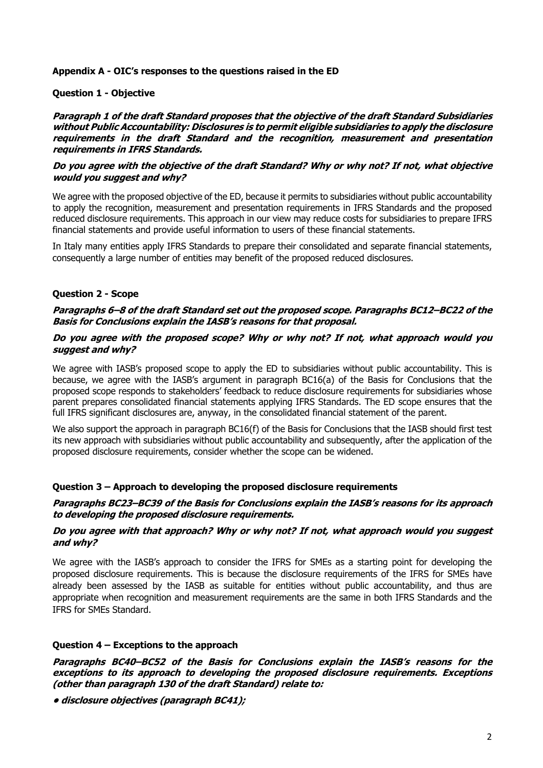**Appendix A - OIC's responses to the questions raised in the ED**

**Question 1 - Objective**

***Paragraph 1 of the draft Standard proposes that the objective of the draft Standard Subsidiaries without Public Accountability: Disclosures is to permit eligible subsidiaries to apply the disclosure requirements in the draft Standard and the recognition, measurement and presentation requirements in IFRS Standards.***

***Do you agree with the objective of the draft Standard? Why or why not? If not, what objective would you suggest and why?***

We agree with the proposed objective of the ED, because it permits to subsidiaries without public accountability to apply the recognition, measurement and presentation requirements in IFRS Standards and the proposed reduced disclosure requirements. This approach in our view may reduce costs for subsidiaries to prepare IFRS financial statements and provide useful information to users of these financial statements.

In Italy many entities apply IFRS Standards to prepare their consolidated and separate financial statements, consequently a large number of entities may benefit of the proposed reduced disclosures.

**Question 2 - Scope**

***Paragraphs 6–8 of the draft Standard set out the proposed scope. Paragraphs BC12–BC22 of the Basis for Conclusions explain the IASB's reasons for that proposal.***

***Do you agree with the proposed scope? Why or why not? If not, what approach would you suggest and why?***

We agree with IASB's proposed scope to apply the ED to subsidiaries without public accountability. This is because, we agree with the IASB's argument in paragraph BC16(a) of the Basis for Conclusions that the proposed scope responds to stakeholders' feedback to reduce disclosure requirements for subsidiaries whose parent prepares consolidated financial statements applying IFRS Standards. The ED scope ensures that the full IFRS significant disclosures are, anyway, in the consolidated financial statement of the parent.

We also support the approach in paragraph BC16(f) of the Basis for Conclusions that the IASB should first test its new approach with subsidiaries without public accountability and subsequently, after the application of the proposed disclosure requirements, consider whether the scope can be widened.

**Question 3 – Approach to developing the proposed disclosure requirements**

***Paragraphs BC23–BC39 of the Basis for Conclusions explain the IASB's reasons for its approach to developing the proposed disclosure requirements.***

***Do you agree with that approach? Why or why not? If not, what approach would you suggest and why?***

We agree with the IASB's approach to consider the IFRS for SMEs as a starting point for developing the proposed disclosure requirements. This is because the disclosure requirements of the IFRS for SMEs have already been assessed by the IASB as suitable for entities without public accountability, and thus are appropriate when recognition and measurement requirements are the same in both IFRS Standards and the IFRS for SMEs Standard.

**Question 4 – Exceptions to the approach**

***Paragraphs BC40–BC52 of the Basis for Conclusions explain the IASB's reasons for the exceptions to its approach to developing the proposed disclosure requirements. Exceptions (other than paragraph 130 of the draft Standard) relate to:***

- ***disclosure objectives (paragraph BC41);***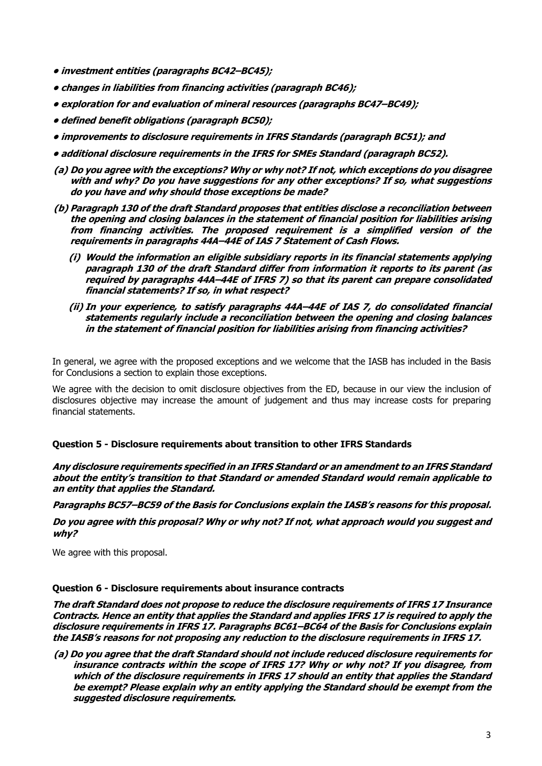***• investment entities (paragraphs BC42–BC45);***

***• changes in liabilities from financing activities (paragraph BC46);***

***• exploration for and evaluation of mineral resources (paragraphs BC47–BC49);***

***• defined benefit obligations (paragraph BC50);***

***• improvements to disclosure requirements in IFRS Standards (paragraph BC51); and***

***• additional disclosure requirements in the IFRS for SMEs Standard (paragraph BC52).***

***(a) Do you agree with the exceptions? Why or why not? If not, which exceptions do you disagree with and why? Do you have suggestions for any other exceptions? If so, what suggestions do you have and why should those exceptions be made?***

***(b) Paragraph 130 of the draft Standard proposes that entities disclose a reconciliation between the opening and closing balances in the statement of financial position for liabilities arising from financing activities. The proposed requirement is a simplified version of the requirements in paragraphs 44A–44E of IAS 7 Statement of Cash Flows.***

***(i) Would the information an eligible subsidiary reports in its financial statements applying paragraph 130 of the draft Standard differ from information it reports to its parent (as required by paragraphs 44A–44E of IFRS 7) so that its parent can prepare consolidated financial statements? If so, in what respect?***

***(ii) In your experience, to satisfy paragraphs 44A–44E of IAS 7, do consolidated financial statements regularly include a reconciliation between the opening and closing balances in the statement of financial position for liabilities arising from financing activities?***

In general, we agree with the proposed exceptions and we welcome that the IASB has included in the Basis for Conclusions a section to explain those exceptions.

We agree with the decision to omit disclosure objectives from the ED, because in our view the inclusion of disclosures objective may increase the amount of judgement and thus may increase costs for preparing financial statements.

**Question 5 - Disclosure requirements about transition to other IFRS Standards**

***Any disclosure requirements specified in an IFRS Standard or an amendment to an IFRS Standard about the entity's transition to that Standard or amended Standard would remain applicable to an entity that applies the Standard.***

***Paragraphs BC57–BC59 of the Basis for Conclusions explain the IASB's reasons for this proposal.***

***Do you agree with this proposal? Why or why not? If not, what approach would you suggest and why?***

We agree with this proposal.

**Question 6 - Disclosure requirements about insurance contracts**

***The draft Standard does not propose to reduce the disclosure requirements of IFRS 17 Insurance Contracts. Hence an entity that applies the Standard and applies IFRS 17 is required to apply the disclosure requirements in IFRS 17. Paragraphs BC61–BC64 of the Basis for Conclusions explain the IASB's reasons for not proposing any reduction to the disclosure requirements in IFRS 17.***

***(a) Do you agree that the draft Standard should not include reduced disclosure requirements for insurance contracts within the scope of IFRS 17? Why or why not? If you disagree, from which of the disclosure requirements in IFRS 17 should an entity that applies the Standard be exempt? Please explain why an entity applying the Standard should be exempt from the suggested disclosure requirements.***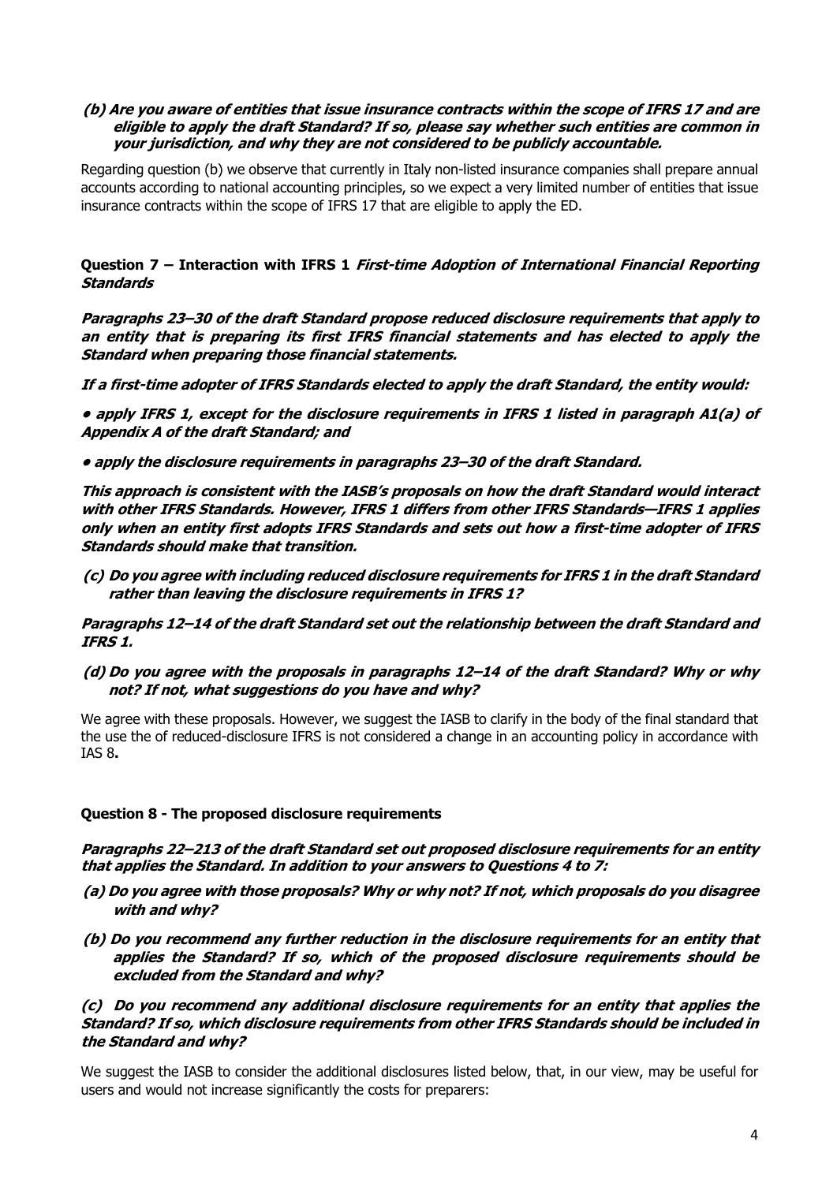**(b) Are you aware of entities that issue insurance contracts within the scope of IFRS 17 and are eligible to apply the draft Standard? If so, please say whether such entities are common in your jurisdiction, and why they are not considered to be publicly accountable.**

Regarding question (b) we observe that currently in Italy non-listed insurance companies shall prepare annual accounts according to national accounting principles, so we expect a very limited number of entities that issue insurance contracts within the scope of IFRS 17 that are eligible to apply the ED.

**Question 7 – Interaction with IFRS 1 *First-time Adoption of International Financial Reporting Standards***

***Paragraphs 23–30 of the draft Standard propose reduced disclosure requirements that apply to an entity that is preparing its first IFRS financial statements and has elected to apply the Standard when preparing those financial statements.***

***If a first-time adopter of IFRS Standards elected to apply the draft Standard, the entity would:***

***• apply IFRS 1, except for the disclosure requirements in IFRS 1 listed in paragraph A1(a) of Appendix A of the draft Standard; and***

***• apply the disclosure requirements in paragraphs 23–30 of the draft Standard.***

***This approach is consistent with the IASB's proposals on how the draft Standard would interact with other IFRS Standards. However, IFRS 1 differs from other IFRS Standards—IFRS 1 applies only when an entity first adopts IFRS Standards and sets out how a first-time adopter of IFRS Standards should make that transition.***

***(c) Do you agree with including reduced disclosure requirements for IFRS 1 in the draft Standard rather than leaving the disclosure requirements in IFRS 1?***

***Paragraphs 12–14 of the draft Standard set out the relationship between the draft Standard and IFRS 1.***

***(d) Do you agree with the proposals in paragraphs 12–14 of the draft Standard? Why or why not? If not, what suggestions do you have and why?***

We agree with these proposals. However, we suggest the IASB to clarify in the body of the final standard that the use the of reduced-disclosure IFRS is not considered a change in an accounting policy in accordance with IAS 8**.**

**Question 8 - The proposed disclosure requirements**

***Paragraphs 22–213 of the draft Standard set out proposed disclosure requirements for an entity that applies the Standard. In addition to your answers to Questions 4 to 7:***

***(a) Do you agree with those proposals? Why or why not? If not, which proposals do you disagree with and why?***

***(b) Do you recommend any further reduction in the disclosure requirements for an entity that applies the Standard? If so, which of the proposed disclosure requirements should be excluded from the Standard and why?***

***(c) Do you recommend any additional disclosure requirements for an entity that applies the Standard? If so, which disclosure requirements from other IFRS Standards should be included in the Standard and why?***

We suggest the IASB to consider the additional disclosures listed below, that, in our view, may be useful for users and would not increase significantly the costs for preparers: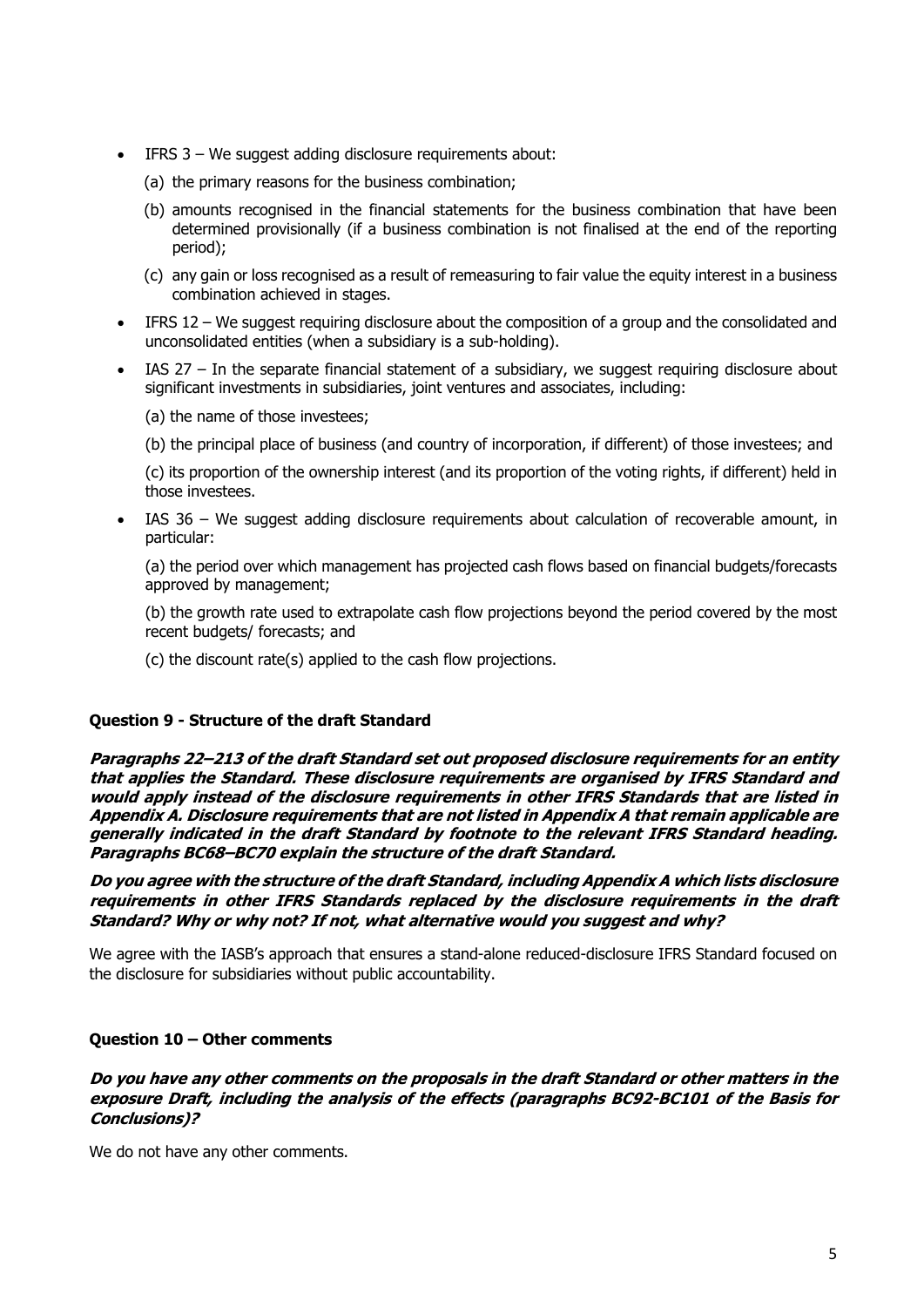- IFRS 3 – We suggest adding disclosure requirements about:
  - (a) the primary reasons for the business combination;
  - (b) amounts recognised in the financial statements for the business combination that have been determined provisionally (if a business combination is not finalised at the end of the reporting period);
  - (c) any gain or loss recognised as a result of remeasuring to fair value the equity interest in a business combination achieved in stages.
- IFRS 12 – We suggest requiring disclosure about the composition of a group and the consolidated and unconsolidated entities (when a subsidiary is a sub-holding).
- IAS 27 – In the separate financial statement of a subsidiary, we suggest requiring disclosure about significant investments in subsidiaries, joint ventures and associates, including:

  (a) the name of those investees;

  (b) the principal place of business (and country of incorporation, if different) of those investees; and

  (c) its proportion of the ownership interest (and its proportion of the voting rights, if different) held in those investees.
- IAS 36 – We suggest adding disclosure requirements about calculation of recoverable amount, in particular:

  (a) the period over which management has projected cash flows based on financial budgets/forecasts approved by management;

  (b) the growth rate used to extrapolate cash flow projections beyond the period covered by the most recent budgets/ forecasts; and

  (c) the discount rate(s) applied to the cash flow projections.

**Question 9 - Structure of the draft Standard**

***Paragraphs 22–213 of the draft Standard set out proposed disclosure requirements for an entity that applies the Standard. These disclosure requirements are organised by IFRS Standard and would apply instead of the disclosure requirements in other IFRS Standards that are listed in Appendix A. Disclosure requirements that are not listed in Appendix A that remain applicable are generally indicated in the draft Standard by footnote to the relevant IFRS Standard heading. Paragraphs BC68–BC70 explain the structure of the draft Standard.***

***Do you agree with the structure of the draft Standard, including Appendix A which lists disclosure requirements in other IFRS Standards replaced by the disclosure requirements in the draft Standard? Why or why not? If not, what alternative would you suggest and why?***

We agree with the IASB's approach that ensures a stand-alone reduced-disclosure IFRS Standard focused on the disclosure for subsidiaries without public accountability.

**Question 10 – Other comments**

***Do you have any other comments on the proposals in the draft Standard or other matters in the exposure Draft, including the analysis of the effects (paragraphs BC92-BC101 of the Basis for Conclusions)?***

We do not have any other comments.